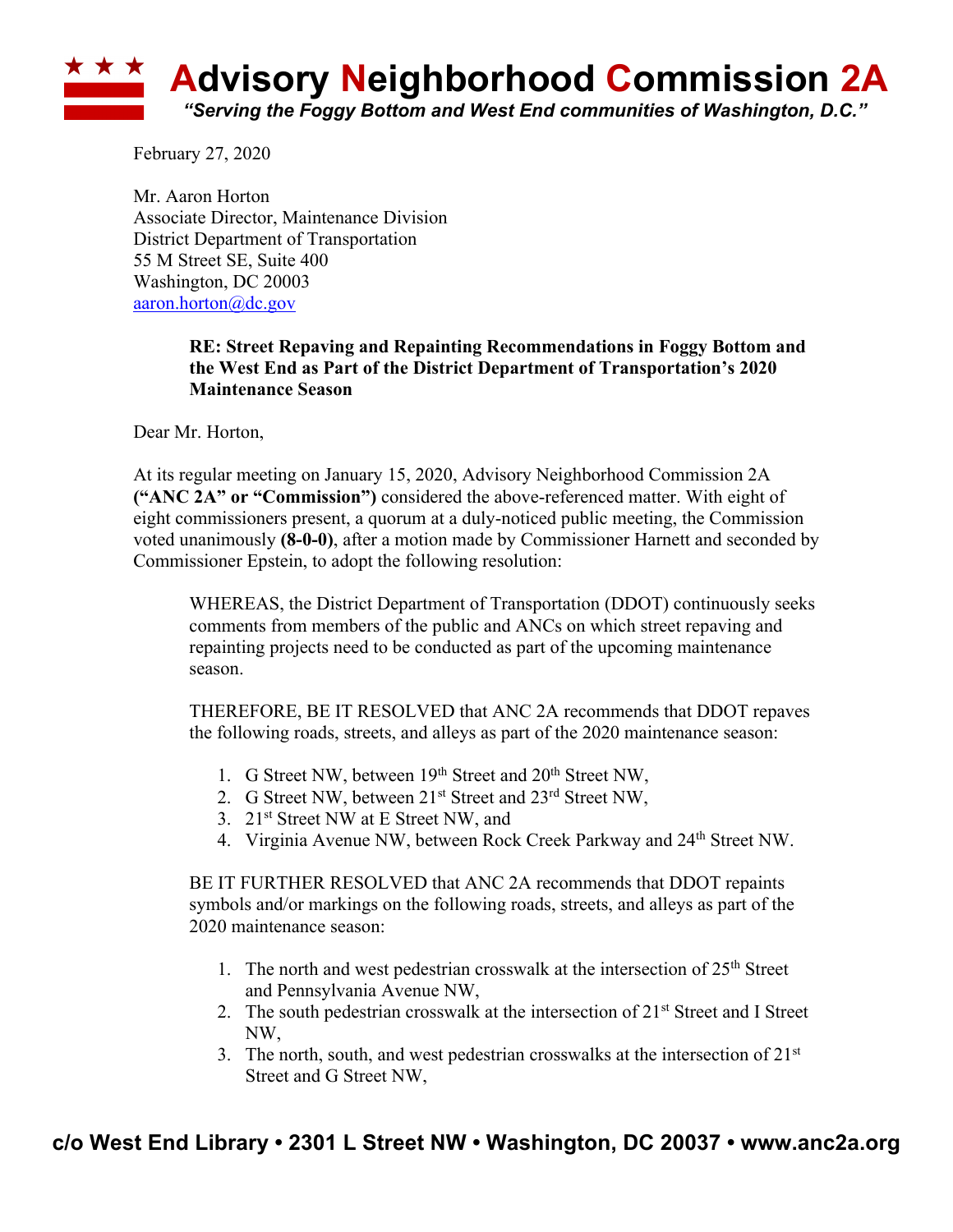# Advisory Neighborhood Commission 2A

*"Serving the Foggy Bottom and West End communities of Washington, D.C."*

February 27, 2020

Mr. Aaron Horton
Associate Director, Maintenance Division
District Department of Transportation
55 M Street SE, Suite 400
Washington, DC 20003
aaron.horton@dc.gov

**RE: Street Repaving and Repainting Recommendations in Foggy Bottom and the West End as Part of the District Department of Transportation's 2020 Maintenance Season**

Dear Mr. Horton,

At its regular meeting on January 15, 2020, Advisory Neighborhood Commission 2A **("ANC 2A" or "Commission")** considered the above-referenced matter. With eight of eight commissioners present, a quorum at a duly-noticed public meeting, the Commission voted unanimously **(8-0-0)**, after a motion made by Commissioner Harnett and seconded by Commissioner Epstein, to adopt the following resolution:

> WHEREAS, the District Department of Transportation (DDOT) continuously seeks comments from members of the public and ANCs on which street repaving and repainting projects need to be conducted as part of the upcoming maintenance season.
>
> THEREFORE, BE IT RESOLVED that ANC 2A recommends that DDOT repaves the following roads, streets, and alleys as part of the 2020 maintenance season:
>
> 1. G Street NW, between 19th Street and 20th Street NW,
> 2. G Street NW, between 21st Street and 23rd Street NW,
> 3. 21st Street NW at E Street NW, and
> 4. Virginia Avenue NW, between Rock Creek Parkway and 24th Street NW.
>
> BE IT FURTHER RESOLVED that ANC 2A recommends that DDOT repaints symbols and/or markings on the following roads, streets, and alleys as part of the 2020 maintenance season:
>
> 1. The north and west pedestrian crosswalk at the intersection of 25th Street and Pennsylvania Avenue NW,
> 2. The south pedestrian crosswalk at the intersection of 21st Street and I Street NW,
> 3. The north, south, and west pedestrian crosswalks at the intersection of 21st Street and G Street NW,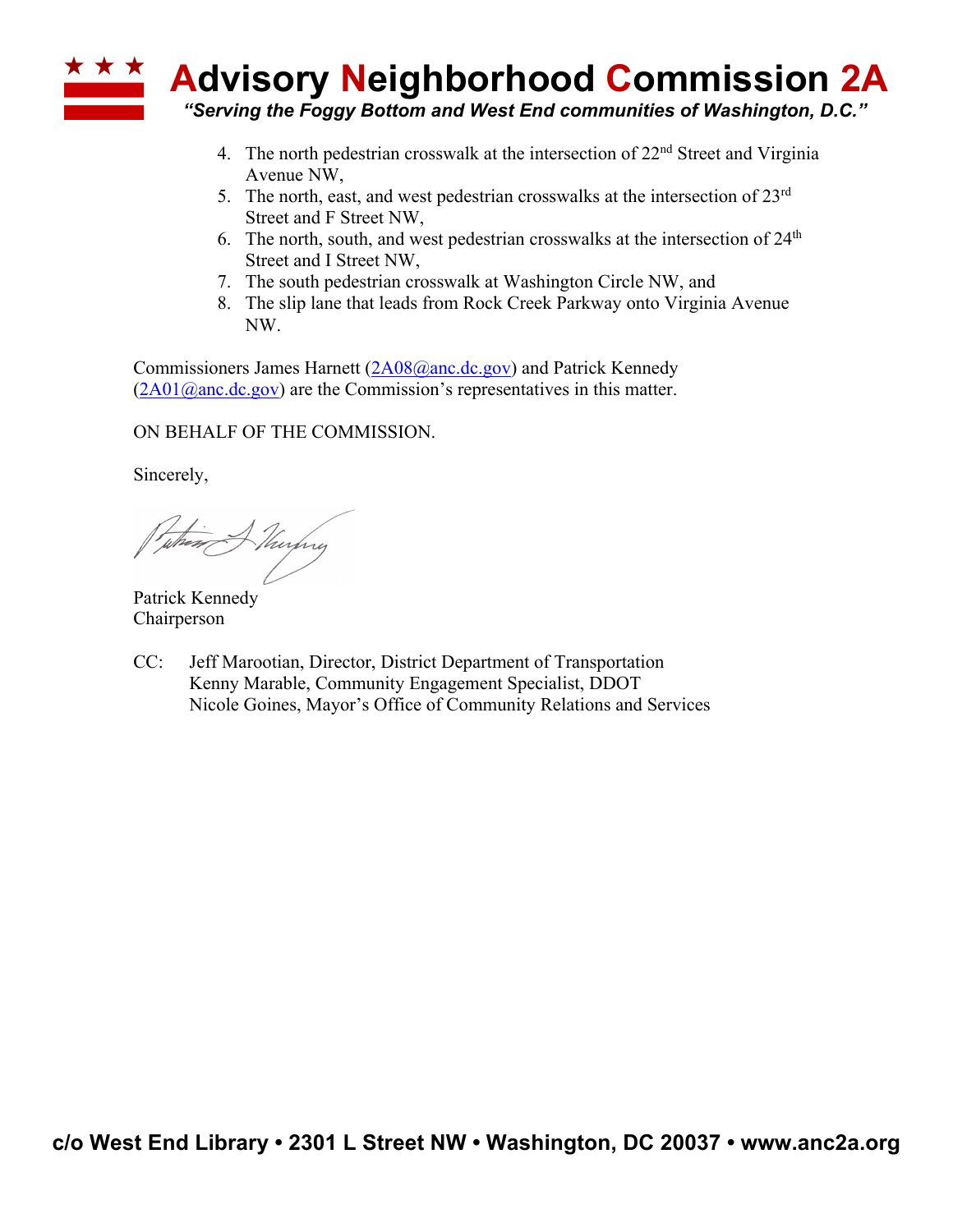4. The north pedestrian crosswalk at the intersection of 22nd Street and Virginia Avenue NW,
5. The north, east, and west pedestrian crosswalks at the intersection of 23rd Street and F Street NW,
6. The north, south, and west pedestrian crosswalks at the intersection of 24th Street and I Street NW,
7. The south pedestrian crosswalk at Washington Circle NW, and
8. The slip lane that leads from Rock Creek Parkway onto Virginia Avenue NW.

Commissioners James Harnett (2A08@anc.dc.gov) and Patrick Kennedy (2A01@anc.dc.gov) are the Commission's representatives in this matter.

ON BEHALF OF THE COMMISSION.

Sincerely,

Patrick Kennedy
Chairperson

CC: Jeff Marootian, Director, District Department of Transportation
Kenny Marable, Community Engagement Specialist, DDOT
Nicole Goines, Mayor's Office of Community Relations and Services